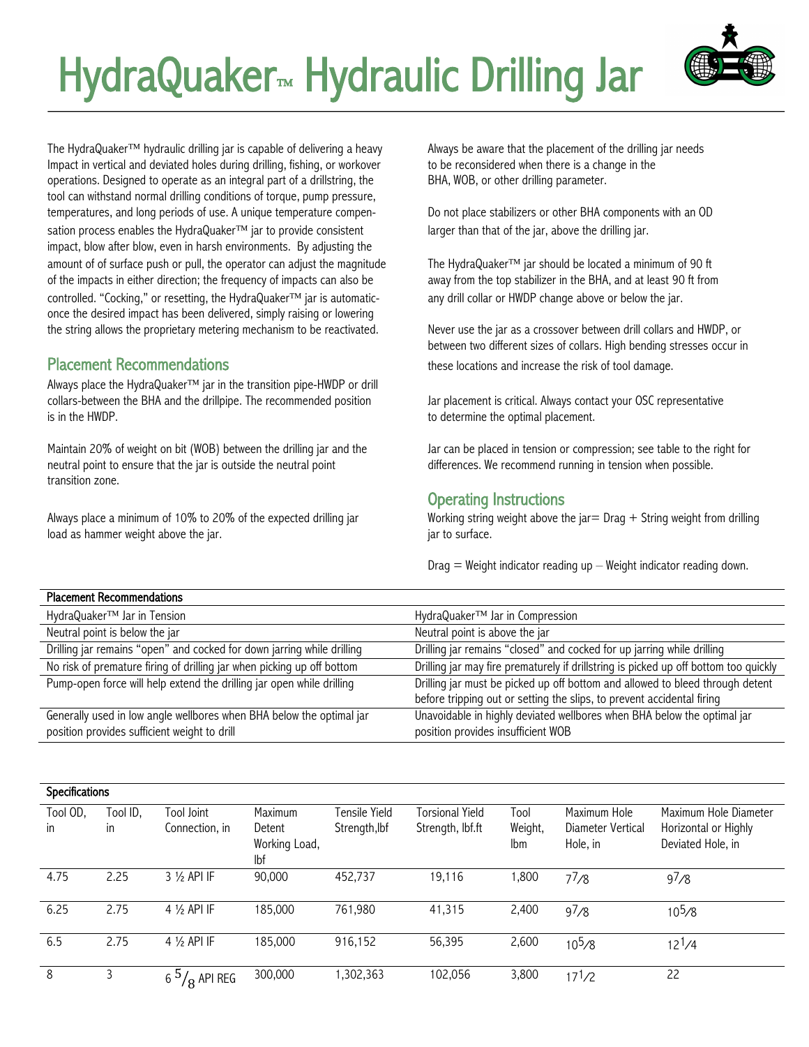# HydraQuaker™ Hydraulic Drilling Jar

The HydraQuaker™ hydraulic drilling jar is capable of delivering a heavy Impact in vertical and deviated holes during drilling, fishing, or workover operations. Designed to operate as an integral part of a drillstring, the tool can withstand normal drilling conditions of torque, pump pressure, temperatures, and long periods of use. A unique temperature compensation process enables the HydraQuaker™ jar to provide consistent impact, blow after blow, even in harsh environments. By adjusting the amount of of surface push or pull, the operator can adjust the magnitude of the impacts in either direction; the frequency of impacts can also be controlled. "Cocking," or resetting, the HydraQuaker™ jar is automatic-once the desired impact has been delivered, simply raising or lowering the string allows the proprietary metering mechanism to be reactivated.

## Placement Recommendations

Always place the HydraQuaker™ jar in the transition pipe-HWDP or drill collars-between the BHA and the drillpipe. The recommended position is in the HWDP.

Maintain 20% of weight on bit (WOB) between the drilling jar and the neutral point to ensure that the jar is outside the neutral point transition zone.

Always place a minimum of 10% to 20% of the expected drilling jar load as hammer weight above the jar.

Always be aware that the placement of the drilling jar needs to be reconsidered when there is a change in the BHA, WOB, or other drilling parameter.

Do not place stabilizers or other BHA components with an OD larger than that of the jar, above the drilling jar.

The HydraQuaker™ jar should be located a minimum of 90 ft away from the top stabilizer in the BHA, and at least 90 ft from any drill collar or HWDP change above or below the jar.

Never use the jar as a crossover between drill collars and HWDP, or between two different sizes of collars. High bending stresses occur in these locations and increase the risk of tool damage.

Jar placement is critical. Always contact your OSC representative to determine the optimal placement.

Jar can be placed in tension or compression; see table to the right for differences. We recommend running in tension when possible.

## Operating Instructions

Working string weight above the jar= Drag + String weight from drilling jar to surface.

Drag = Weight indicator reading up – Weight indicator reading down.

**Placement Recommendations**

| HydraQuaker™ Jar in Tension | HydraQuaker™ Jar in Compression |
|---|---|
| Neutral point is below the jar | Neutral point is above the jar |
| Drilling jar remains "open" and cocked for down jarring while drilling | Drilling jar remains "closed" and cocked for up jarring while drilling |
| No risk of premature firing of drilling jar when picking up off bottom | Drilling jar may fire prematurely if drillstring is picked up off bottom too quickly |
| Pump-open force will help extend the drilling jar open while drilling | Drilling jar must be picked up off bottom and allowed to bleed through detent before tripping out or setting the slips, to prevent accidental firing |
| Generally used in low angle wellbores when BHA below the optimal jar position provides sufficient weight to drill | Unavoidable in highly deviated wellbores when BHA below the optimal jar position provides insufficient WOB |

**Specifications**

| Tool OD, in | Tool ID, in | Tool Joint Connection, in | Maximum Detent Working Load, lbf | Tensile Yield Strength,lbf | Torsional Yield Strength, lbf.ft | Tool Weight, lbm | Maximum Hole Diameter Vertical Hole, in | Maximum Hole Diameter Horizontal or Highly Deviated Hole, in |
|---|---|---|---|---|---|---|---|---|
| 4.75 | 2.25 | 3 ½ API IF | 90,000 | 452,737 | 19,116 | 1,800 | 7 7/8 | 9 7/8 |
| 6.25 | 2.75 | 4 ½ API IF | 185,000 | 761,980 | 41,315 | 2,400 | 9 7/8 | 10 5/8 |
| 6.5 | 2.75 | 4 ½ API IF | 185,000 | 916,152 | 56,395 | 2,600 | 10 5/8 | 12 1/4 |
| 8 | 3 | 6 5/8 API REG | 300,000 | 1,302,363 | 102,056 | 3,800 | 17 1/2 | 22 |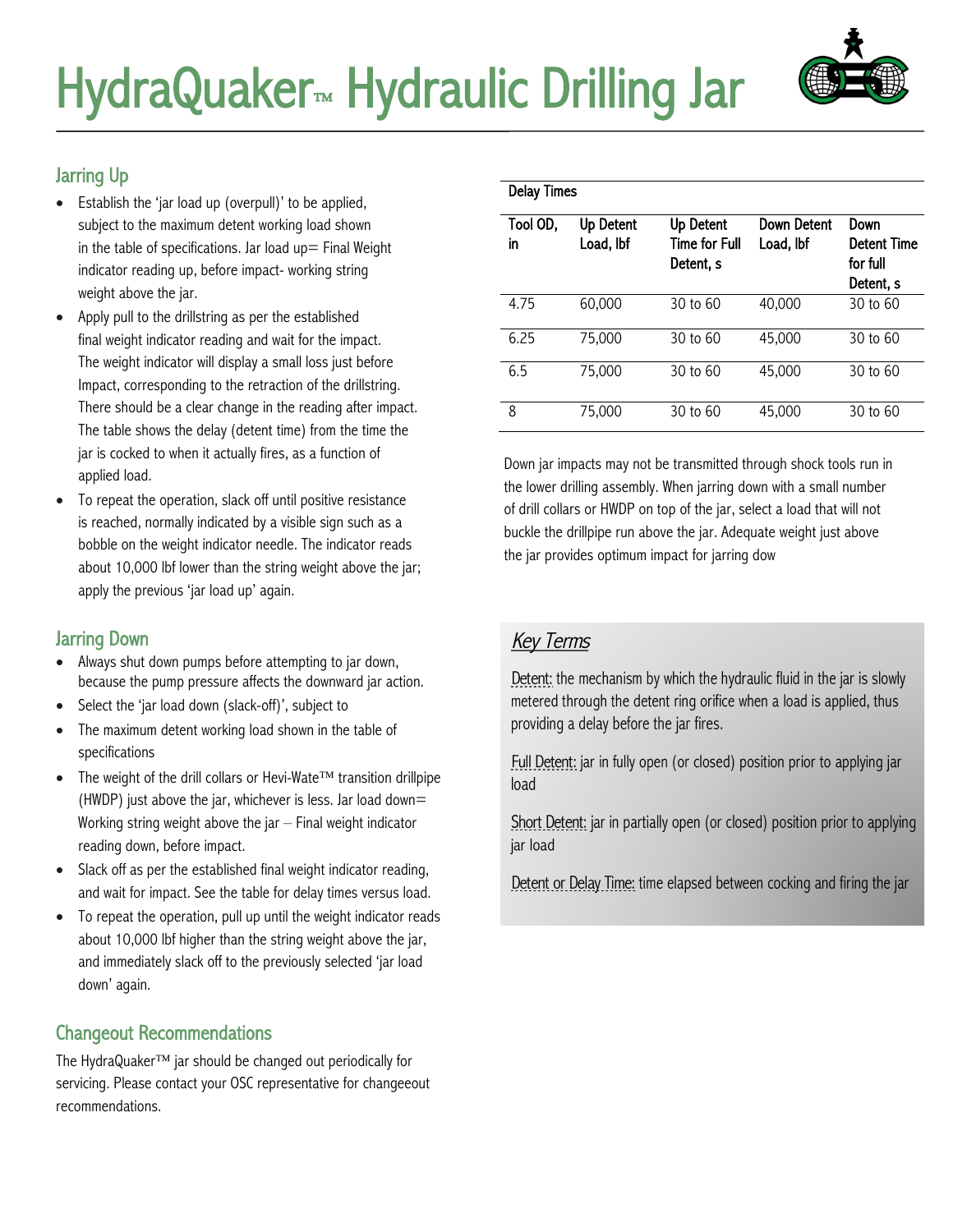# HydraQuaker™ Hydraulic Drilling Jar

## Jarring Up

- Establish the 'jar load up (overpull)' to be applied, subject to the maximum detent working load shown in the table of specifications. Jar load up= Final Weight indicator reading up, before impact- working string weight above the jar.
- Apply pull to the drillstring as per the established final weight indicator reading and wait for the impact. The weight indicator will display a small loss just before Impact, corresponding to the retraction of the drillstring. There should be a clear change in the reading after impact. The table shows the delay (detent time) from the time the jar is cocked to when it actually fires, as a function of applied load.
- To repeat the operation, slack off until positive resistance is reached, normally indicated by a visible sign such as a bobble on the weight indicator needle. The indicator reads about 10,000 lbf lower than the string weight above the jar; apply the previous 'jar load up' again.

## Jarring Down

- Always shut down pumps before attempting to jar down, because the pump pressure affects the downward jar action.
- Select the 'jar load down (slack-off)', subject to
- The maximum detent working load shown in the table of specifications
- The weight of the drill collars or Hevi-Wate™ transition drillpipe (HWDP) just above the jar, whichever is less. Jar load down= Working string weight above the jar – Final weight indicator reading down, before impact.
- Slack off as per the established final weight indicator reading, and wait for impact. See the table for delay times versus load.
- To repeat the operation, pull up until the weight indicator reads about 10,000 lbf higher than the string weight above the jar, and immediately slack off to the previously selected 'jar load down' again.

## Changeout Recommendations

The HydraQuaker™ jar should be changed out periodically for servicing. Please contact your OSC representative for changeeout recommendations.

**Delay Times**

| Tool OD, in | Up Detent Load, lbf | Up Detent Time for Full Detent, s | Down Detent Load, lbf | Down Detent Time for full Detent, s |
|---|---|---|---|---|
| 4.75 | 60,000 | 30 to 60 | 40,000 | 30 to 60 |
| 6.25 | 75,000 | 30 to 60 | 45,000 | 30 to 60 |
| 6.5 | 75,000 | 30 to 60 | 45,000 | 30 to 60 |
| 8 | 75,000 | 30 to 60 | 45,000 | 30 to 60 |

Down jar impacts may not be transmitted through shock tools run in the lower drilling assembly. When jarring down with a small number of drill collars or HWDP on top of the jar, select a load that will not buckle the drillpipe run above the jar. Adequate weight just above the jar provides optimum impact for jarring dow

## *Key Terms*

Detent: the mechanism by which the hydraulic fluid in the jar is slowly metered through the detent ring orifice when a load is applied, thus providing a delay before the jar fires.

Full Detent: jar in fully open (or closed) position prior to applying jar load

Short Detent: jar in partially open (or closed) position prior to applying jar load

Detent or Delay Time: time elapsed between cocking and firing the jar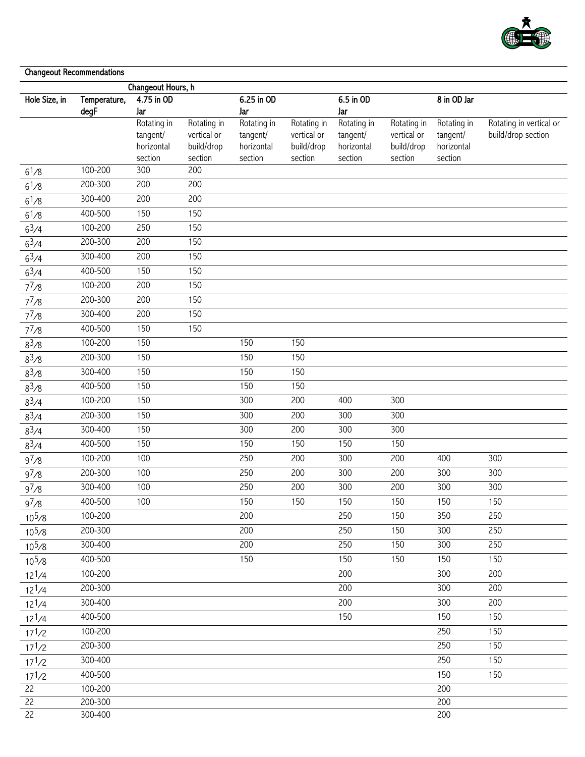Changeout Recommendations

| Changeout Hours, h | | | | | | | | | |
|---|---|---|---|---|---|---|---|---|---|
| Hole Size, in | Temperature, degF | 4.75 in OD Jar | | 6.25 in OD Jar | | 6.5 in OD Jar | | 8 in OD Jar | |
| | | Rotating in tangent/ horizontal section | Rotating in vertical or build/drop section | Rotating in tangent/ horizontal section | Rotating in vertical or build/drop section | Rotating in tangent/ horizontal section | Rotating in vertical or build/drop section | Rotating in tangent/ horizontal section | Rotating in vertical or build/drop section |
| 6 1/8 | 100-200 | 300 | 200 | | | | | | |
| 6 1/8 | 200-300 | 200 | 200 | | | | | | |
| 6 1/8 | 300-400 | 200 | 200 | | | | | | |
| 6 1/8 | 400-500 | 150 | 150 | | | | | | |
| 6 3/4 | 100-200 | 250 | 150 | | | | | | |
| 6 3/4 | 200-300 | 200 | 150 | | | | | | |
| 6 3/4 | 300-400 | 200 | 150 | | | | | | |
| 6 3/4 | 400-500 | 150 | 150 | | | | | | |
| 7 7/8 | 100-200 | 200 | 150 | | | | | | |
| 7 7/8 | 200-300 | 200 | 150 | | | | | | |
| 7 7/8 | 300-400 | 200 | 150 | | | | | | |
| 7 7/8 | 400-500 | 150 | 150 | | | | | | |
| 8 3/8 | 100-200 | 150 | | 150 | 150 | | | | |
| 8 3/8 | 200-300 | 150 | | 150 | 150 | | | | |
| 8 3/8 | 300-400 | 150 | | 150 | 150 | | | | |
| 8 3/8 | 400-500 | 150 | | 150 | 150 | | | | |
| 8 3/4 | 100-200 | 150 | | 300 | 200 | 400 | 300 | | |
| 8 3/4 | 200-300 | 150 | | 300 | 200 | 300 | 300 | | |
| 8 3/4 | 300-400 | 150 | | 300 | 200 | 300 | 300 | | |
| 8 3/4 | 400-500 | 150 | | 150 | 150 | 150 | 150 | | |
| 9 7/8 | 100-200 | 100 | | 250 | 200 | 300 | 200 | 400 | 300 |
| 9 7/8 | 200-300 | 100 | | 250 | 200 | 300 | 200 | 300 | 300 |
| 9 7/8 | 300-400 | 100 | | 250 | 200 | 300 | 200 | 300 | 300 |
| 9 7/8 | 400-500 | 100 | | 150 | 150 | 150 | 150 | 150 | 150 |
| 10 5/8 | 100-200 | | | 200 | | 250 | 150 | 350 | 250 |
| 10 5/8 | 200-300 | | | 200 | | 250 | 150 | 300 | 250 |
| 10 5/8 | 300-400 | | | 200 | | 250 | 150 | 300 | 250 |
| 10 5/8 | 400-500 | | | 150 | | 150 | 150 | 150 | 150 |
| 12 1/4 | 100-200 | | | | | 200 | | 300 | 200 |
| 12 1/4 | 200-300 | | | | | 200 | | 300 | 200 |
| 12 1/4 | 300-400 | | | | | 200 | | 300 | 200 |
| 12 1/4 | 400-500 | | | | | 150 | | 150 | 150 |
| 17 1/2 | 100-200 | | | | | | | 250 | 150 |
| 17 1/2 | 200-300 | | | | | | | 250 | 150 |
| 17 1/2 | 300-400 | | | | | | | 250 | 150 |
| 17 1/2 | 400-500 | | | | | | | 150 | 150 |
| 22 | 100-200 | | | | | | | 200 | |
| 22 | 200-300 | | | | | | | 200 | |
| 22 | 300-400 | | | | | | | 200 | |